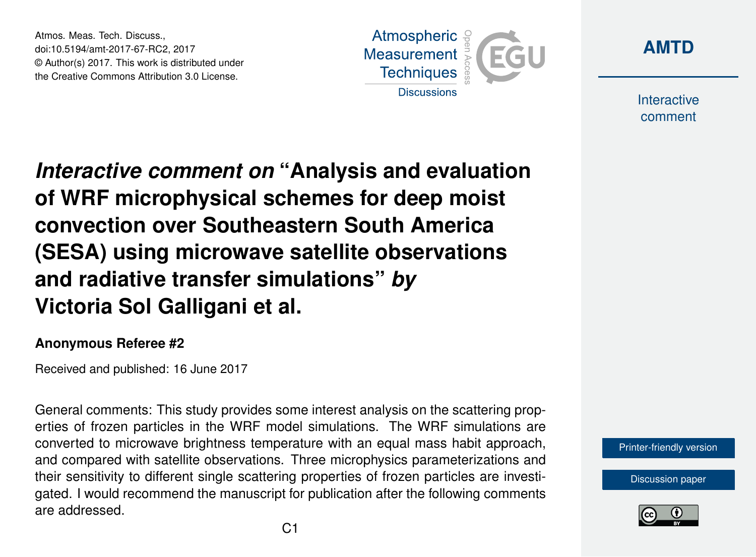Atmos. Meas. Tech. Discuss.,
doi:10.5194/amt-2017-67-RC2, 2017
© Author(s) 2017. This work is distributed under
the Creative Commons Attribution 3.0 License.

# *Interactive comment on* "Analysis and evaluation of WRF microphysical schemes for deep moist convection over Southeastern South America (SESA) using microwave satellite observations and radiative transfer simulations" *by* Victoria Sol Galligani et al.

**Anonymous Referee #2**

Received and published: 16 June 2017

General comments: This study provides some interest analysis on the scattering properties of frozen particles in the WRF model simulations. The WRF simulations are converted to microwave brightness temperature with an equal mass habit approach, and compared with satellite observations. Three microphysics parameterizations and their sensitivity to different single scattering properties of frozen particles are investigated. I would recommend the manuscript for publication after the following comments are addressed.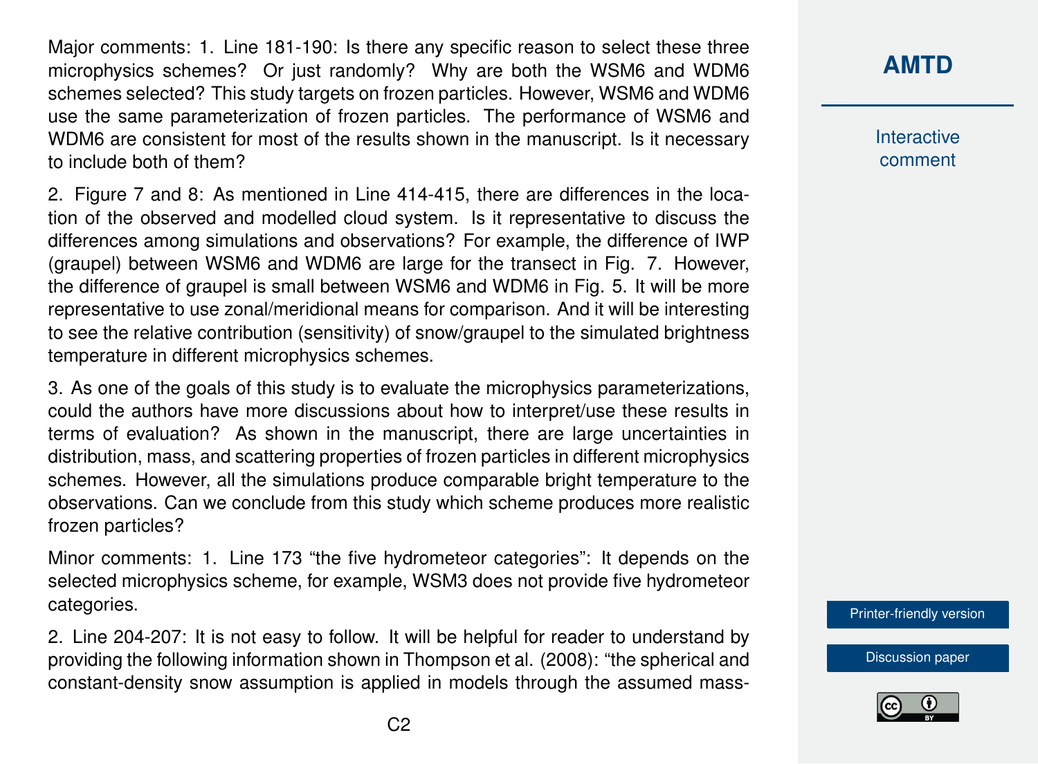Major comments: 1. Line 181-190: Is there any specific reason to select these three microphysics schemes? Or just randomly? Why are both the WSM6 and WDM6 schemes selected? This study targets on frozen particles. However, WSM6 and WDM6 use the same parameterization of frozen particles. The performance of WSM6 and WDM6 are consistent for most of the results shown in the manuscript. Is it necessary to include both of them?

2. Figure 7 and 8: As mentioned in Line 414-415, there are differences in the location of the observed and modelled cloud system. Is it representative to discuss the differences among simulations and observations? For example, the difference of IWP (graupel) between WSM6 and WDM6 are large for the transect in Fig. 7. However, the difference of graupel is small between WSM6 and WDM6 in Fig. 5. It will be more representative to use zonal/meridional means for comparison. And it will be interesting to see the relative contribution (sensitivity) of snow/graupel to the simulated brightness temperature in different microphysics schemes.

3. As one of the goals of this study is to evaluate the microphysics parameterizations, could the authors have more discussions about how to interpret/use these results in terms of evaluation? As shown in the manuscript, there are large uncertainties in distribution, mass, and scattering properties of frozen particles in different microphysics schemes. However, all the simulations produce comparable bright temperature to the observations. Can we conclude from this study which scheme produces more realistic frozen particles?

Minor comments: 1. Line 173 "the five hydrometeor categories": It depends on the selected microphysics scheme, for example, WSM3 does not provide five hydrometeor categories.

2. Line 204-207: It is not easy to follow. It will be helpful for reader to understand by providing the following information shown in Thompson et al. (2008): "the spherical and constant-density snow assumption is applied in models through the assumed mass-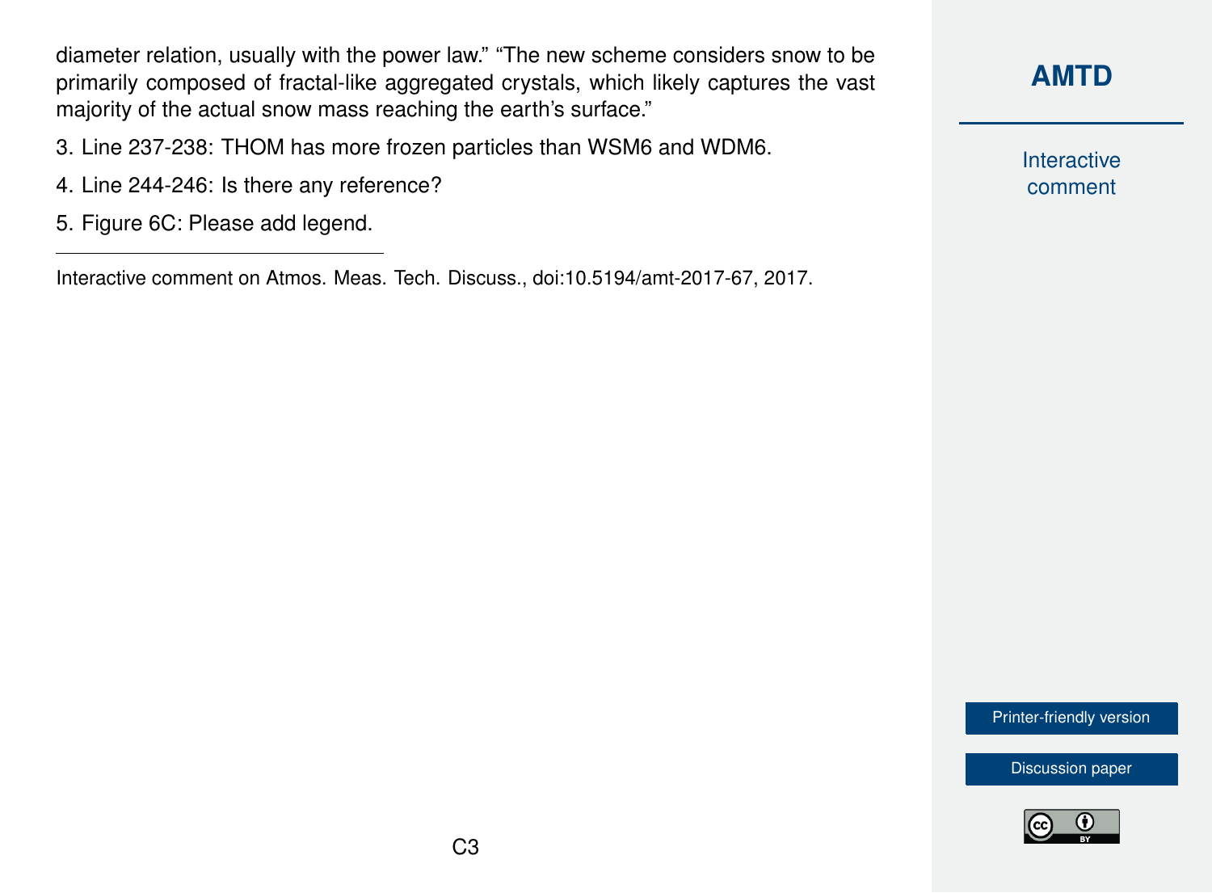diameter relation, usually with the power law." "The new scheme considers snow to be primarily composed of fractal-like aggregated crystals, which likely captures the vast majority of the actual snow mass reaching the earth's surface."

3. Line 237-238: THOM has more frozen particles than WSM6 and WDM6.

4. Line 244-246: Is there any reference?

5. Figure 6C: Please add legend.

---

Interactive comment on Atmos. Meas. Tech. Discuss., doi:10.5194/amt-2017-67, 2017.